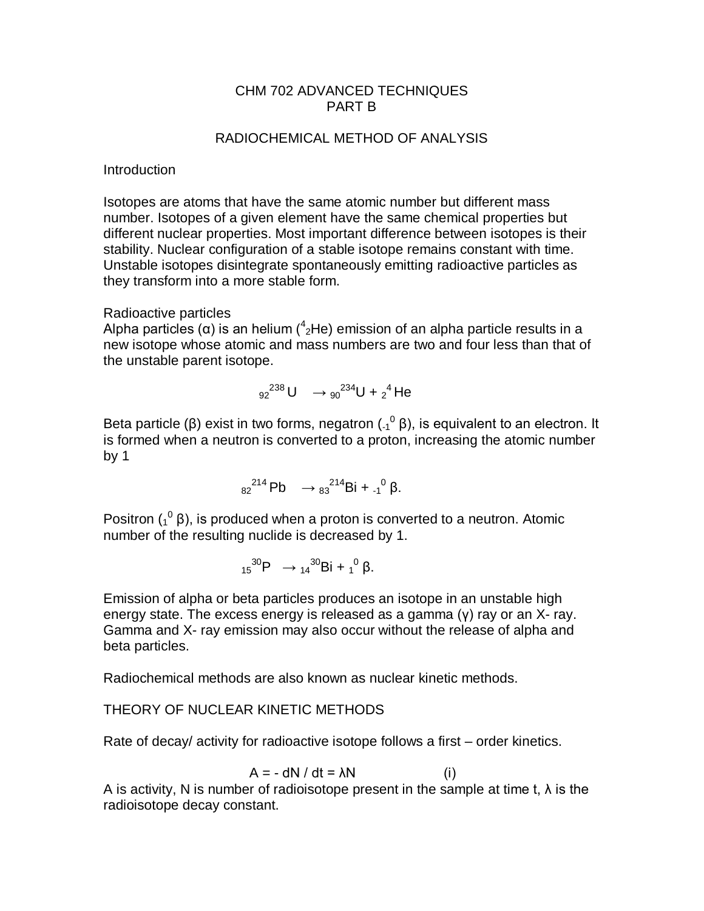CHM 702 ADVANCED TECHNIQUES
PART B

# RADIOCHEMICAL METHOD OF ANALYSIS

## Introduction

Isotopes are atoms that have the same atomic number but different mass number. Isotopes of a given element have the same chemical properties but different nuclear properties. Most important difference between isotopes is their stability. Nuclear configuration of a stable isotope remains constant with time. Unstable isotopes disintegrate spontaneously emitting radioactive particles as they transform into a more stable form.

## Radioactive particles

Alpha particles (α) is an helium ($^{4}_{2}He$) emission of an alpha particle results in a new isotope whose atomic and mass numbers are two and four less than that of the unstable parent isotope.

$$^{238}_{92}U \rightarrow ^{234}_{90}U + ^{4}_{2}He$$

Beta particle (β) exist in two forms, negatron ($^{0}_{-1}\beta$), is equivalent to an electron. It is formed when a neutron is converted to a proton, increasing the atomic number by 1

$$^{214}_{82}Pb \rightarrow ^{214}_{83}Bi + ^{0}_{-1}\beta.$$

Positron ($^{0}_{1}\beta$), is produced when a proton is converted to a neutron. Atomic number of the resulting nuclide is decreased by 1.

$$^{30}_{15}P \rightarrow ^{30}_{14}Bi + ^{0}_{1}\beta.$$

Emission of alpha or beta particles produces an isotope in an unstable high energy state. The excess energy is released as a gamma (γ) ray or an X- ray. Gamma and X- ray emission may also occur without the release of alpha and beta particles.

Radiochemical methods are also known as nuclear kinetic methods.

## THEORY OF NUCLEAR KINETIC METHODS

Rate of decay/ activity for radioactive isotope follows a first – order kinetics.

$$A = - dN / dt = \lambda N \qquad \text{(i)}$$

A is activity, N is number of radioisotope present in the sample at time t, λ is the radioisotope decay constant.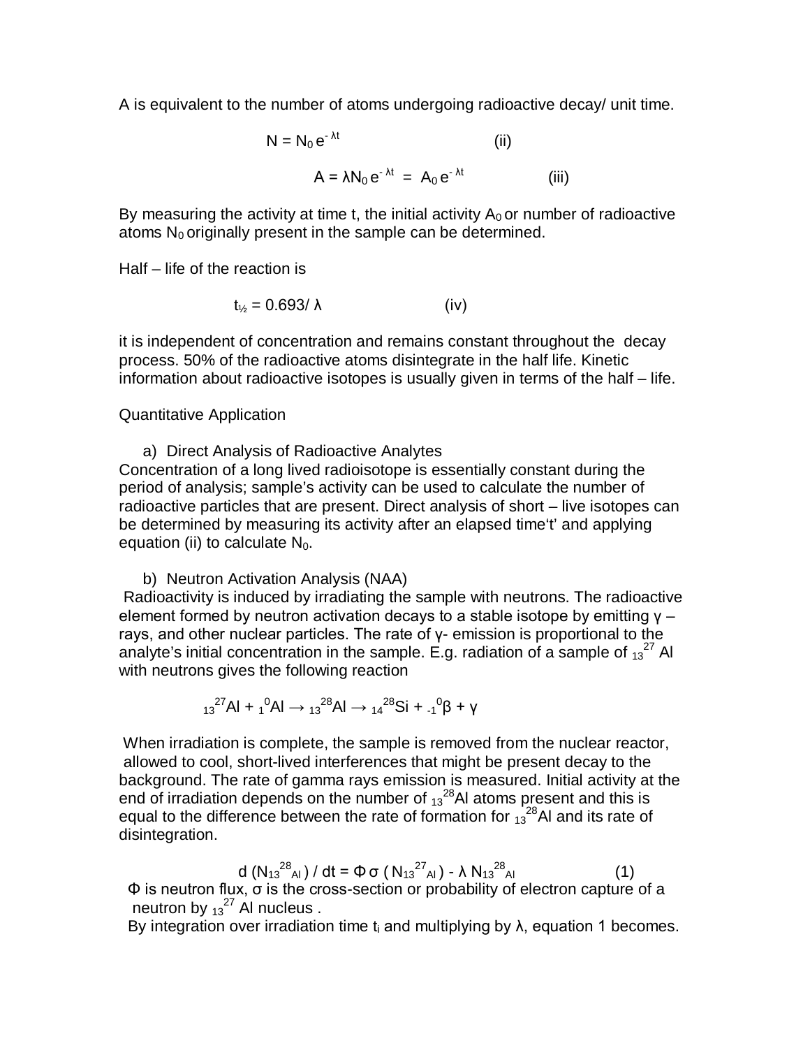A is equivalent to the number of atoms undergoing radioactive decay/ unit time.

$$N = N_0 e^{-\lambda t} \qquad \text{(ii)}$$

$$A = \lambda N_0 e^{-\lambda t} = A_0 e^{-\lambda t} \qquad \text{(iii)}$$

By measuring the activity at time t, the initial activity $A_0$ or number of radioactive atoms $N_0$ originally present in the sample can be determined.

Half – life of the reaction is

$$t_{½} = 0.693/ \lambda \qquad \text{(iv)}$$

it is independent of concentration and remains constant throughout the decay process. 50% of the radioactive atoms disintegrate in the half life. Kinetic information about radioactive isotopes is usually given in terms of the half – life.

Quantitative Application

a) Direct Analysis of Radioactive Analytes

Concentration of a long lived radioisotope is essentially constant during the period of analysis; sample's activity can be used to calculate the number of radioactive particles that are present. Direct analysis of short – live isotopes can be determined by measuring its activity after an elapsed time't' and applying equation (ii) to calculate $N_0$.

b) Neutron Activation Analysis (NAA)

Radioactivity is induced by irradiating the sample with neutrons. The radioactive element formed by neutron activation decays to a stable isotope by emitting γ – rays, and other nuclear particles. The rate of γ- emission is proportional to the analyte's initial concentration in the sample. E.g. radiation of a sample of ${}_{13}^{27}Al$ with neutrons gives the following reaction

$${}_{13}^{27}Al + {}_{1}^{0}Al \rightarrow {}_{13}^{28}Al \rightarrow {}_{14}^{28}Si + {}_{-1}^{0}\beta + \gamma$$

When irradiation is complete, the sample is removed from the nuclear reactor, allowed to cool, short-lived interferences that might be present decay to the background. The rate of gamma rays emission is measured. Initial activity at the end of irradiation depends on the number of ${}_{13}^{28}Al$ atoms present and this is equal to the difference between the rate of formation for ${}_{13}^{28}Al$ and its rate of disintegration.

$$d(N_{13}{}^{28}{}_{Al}) / dt = \Phi \sigma (N_{13}{}^{27}{}_{Al}) - \lambda N_{13}{}^{28}{}_{Al} \qquad (1)$$

Φ is neutron flux, σ is the cross-section or probability of electron capture of a neutron by ${}_{13}^{27}$ Al nucleus .

By integration over irradiation time $t_i$ and multiplying by λ, equation 1 becomes.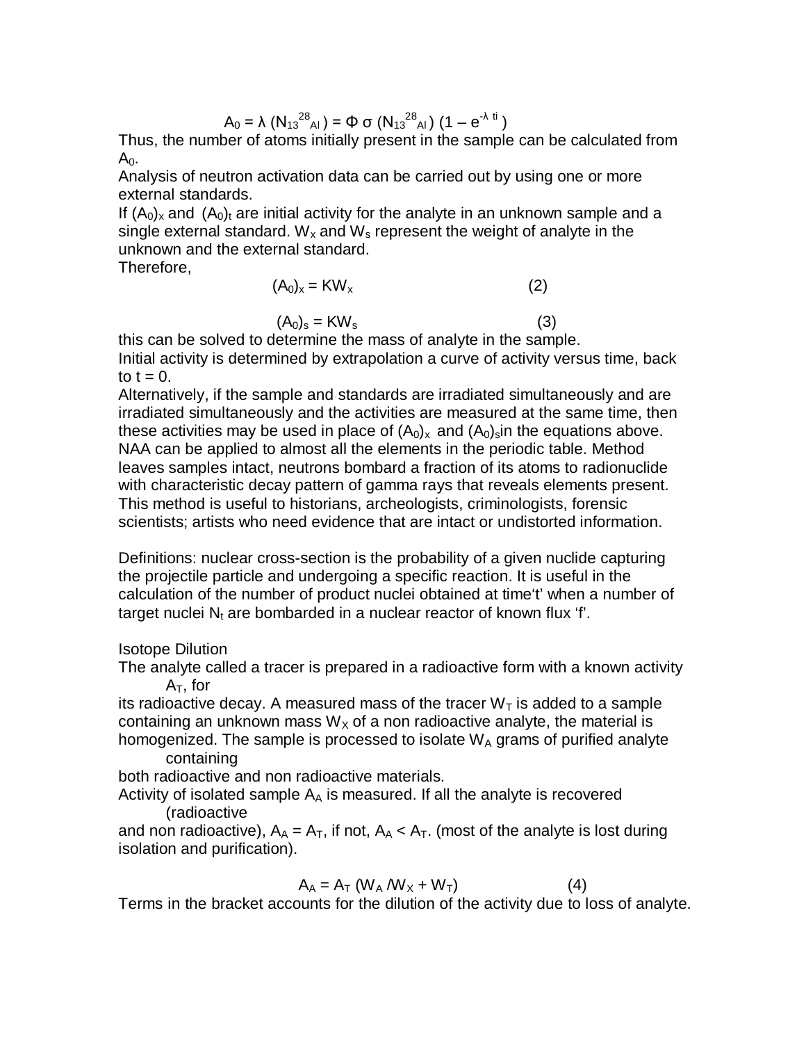$$A_0 = \lambda\,(N_{13}{}^{28}{}_{Al}) = \Phi\,\sigma\,(N_{13}{}^{28}{}_{Al})\,(1 - e^{-\lambda\,ti})$$

Thus, the number of atoms initially present in the sample can be calculated from $A_0$.

Analysis of neutron activation data can be carried out by using one or more external standards.

If $(A_0)_x$ and $(A_0)_t$ are initial activity for the analyte in an unknown sample and a single external standard. $W_x$ and $W_s$ represent the weight of analyte in the unknown and the external standard.

Therefore,

$$(A_0)_x = KW_x \qquad (2)$$

$$(A_0)_s = KW_s \qquad (3)$$

this can be solved to determine the mass of analyte in the sample.

Initial activity is determined by extrapolation a curve of activity versus time, back to t = 0.

Alternatively, if the sample and standards are irradiated simultaneously and are irradiated simultaneously and the activities are measured at the same time, then these activities may be used in place of $(A_0)_x$ and $(A_0)_s$in the equations above.

NAA can be applied to almost all the elements in the periodic table. Method leaves samples intact, neutrons bombard a fraction of its atoms to radionuclide with characteristic decay pattern of gamma rays that reveals elements present. This method is useful to historians, archeologists, criminologists, forensic scientists; artists who need evidence that are intact or undistorted information.

Definitions: nuclear cross-section is the probability of a given nuclide capturing the projectile particle and undergoing a specific reaction. It is useful in the calculation of the number of product nuclei obtained at time't' when a number of target nuclei $N_t$ are bombarded in a nuclear reactor of known flux 'f'.

Isotope Dilution

The analyte called a tracer is prepared in a radioactive form with a known activity $A_T$, for its radioactive decay. A measured mass of the tracer $W_T$ is added to a sample containing an unknown mass $W_X$ of a non radioactive analyte, the material is homogenized. The sample is processed to isolate $W_A$ grams of purified analyte containing both radioactive and non radioactive materials.

Activity of isolated sample $A_A$ is measured. If all the analyte is recovered (radioactive and non radioactive), $A_A = A_T$, if not, $A_A < A_T$. (most of the analyte is lost during isolation and purification).

$$A_A = A_T\,(W_A / W_X + W_T) \qquad (4)$$

Terms in the bracket accounts for the dilution of the activity due to loss of analyte.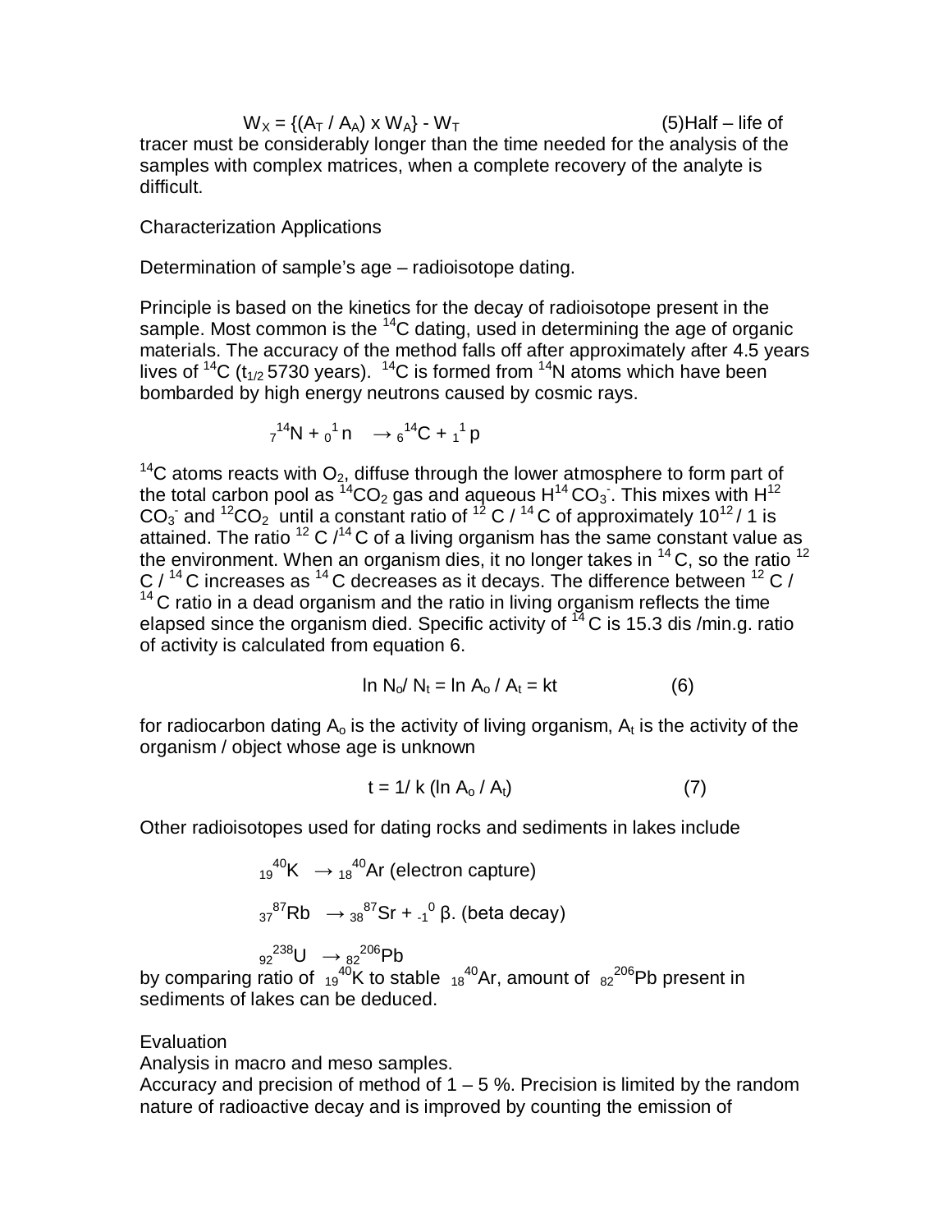$$W_X = \{(A_T / A_A) \times W_A\} - W_T \qquad (5)$$

Half – life of tracer must be considerably longer than the time needed for the analysis of the samples with complex matrices, when a complete recovery of the analyte is difficult.

Characterization Applications

Determination of sample's age – radioisotope dating.

Principle is based on the kinetics for the decay of radioisotope present in the sample. Most common is the $^{14}C$ dating, used in determining the age of organic materials. The accuracy of the method falls off after approximately after 4.5 years lives of $^{14}C$ ($t_{1/2}$ 5730 years). $^{14}C$ is formed from $^{14}N$ atoms which have been bombarded by high energy neutrons caused by cosmic rays.

$$_{7}^{14}N + {}_{0}^{1}n \rightarrow {}_{6}^{14}C + {}_{1}^{1}p$$

$^{14}C$ atoms reacts with $O_2$, diffuse through the lower atmosphere to form part of the total carbon pool as $^{14}CO_2$ gas and aqueous $H^{14}CO_3^-$. This mixes with $H^{12}CO_3^-$ and $^{12}CO_2$ until a constant ratio of $^{12}C / ^{14}C$ of approximately $10^{12} / 1$ is attained. The ratio $^{12}C / ^{14}C$ of a living organism has the same constant value as the environment. When an organism dies, it no longer takes in $^{14}C$, so the ratio $^{12}C / ^{14}C$ increases as $^{14}C$ decreases as it decays. The difference between $^{12}C / ^{14}C$ ratio in a dead organism and the ratio in living organism reflects the time elapsed since the organism died. Specific activity of $^{14}C$ is 15.3 dis /min.g. ratio of activity is calculated from equation 6.

$$\ln N_o / N_t = \ln A_o / A_t = kt \qquad (6)$$

for radiocarbon dating $A_o$ is the activity of living organism, $A_t$ is the activity of the organism / object whose age is unknown

$$t = 1/ k (\ln A_o / A_t) \qquad (7)$$

Other radioisotopes used for dating rocks and sediments in lakes include

$$_{19}^{40}K \rightarrow {}_{18}^{40}Ar \text{ (electron capture)}$$

$$_{37}^{87}Rb \rightarrow {}_{38}^{87}Sr + {}_{-1}^{0}\beta. \text{ (beta decay)}$$

$$_{92}^{238}U \rightarrow {}_{82}^{206}Pb$$

by comparing ratio of $_{19}^{40}K$ to stable $_{18}^{40}Ar$, amount of $_{82}^{206}Pb$ present in sediments of lakes can be deduced.

Evaluation

Analysis in macro and meso samples.

Accuracy and precision of method of 1 – 5 %. Precision is limited by the random nature of radioactive decay and is improved by counting the emission of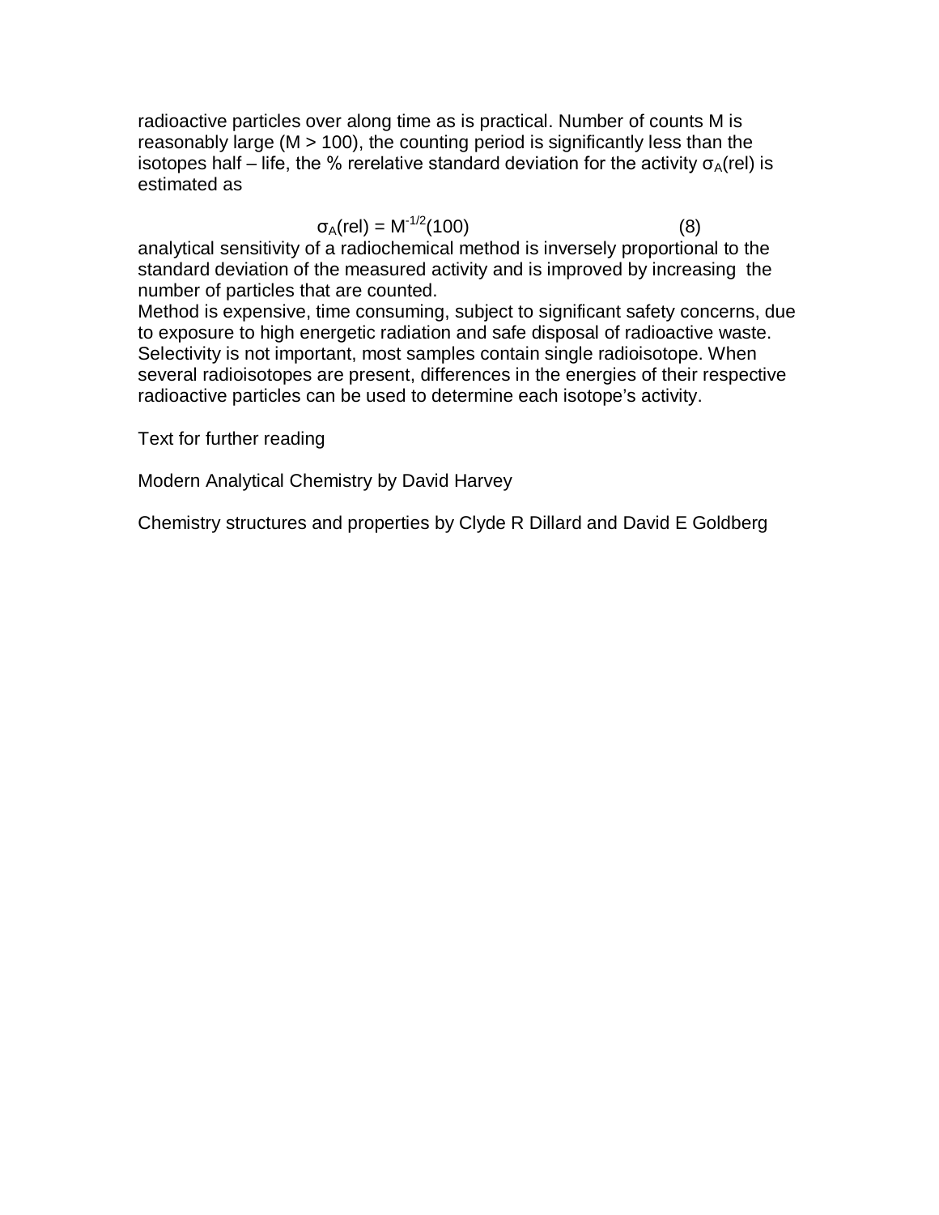radioactive particles over along time as is practical. Number of counts M is reasonably large ($M > 100$), the counting period is significantly less than the isotopes half – life, the % rerelative standard deviation for the activity $\sigma_A(rel)$ is estimated as

$$\sigma_A(rel) = M^{-1/2}(100) \qquad (8)$$

analytical sensitivity of a radiochemical method is inversely proportional to the standard deviation of the measured activity and is improved by increasing the number of particles that are counted.

Method is expensive, time consuming, subject to significant safety concerns, due to exposure to high energetic radiation and safe disposal of radioactive waste. Selectivity is not important, most samples contain single radioisotope. When several radioisotopes are present, differences in the energies of their respective radioactive particles can be used to determine each isotope's activity.

Text for further reading

Modern Analytical Chemistry by David Harvey

Chemistry structures and properties by Clyde R Dillard and David E Goldberg